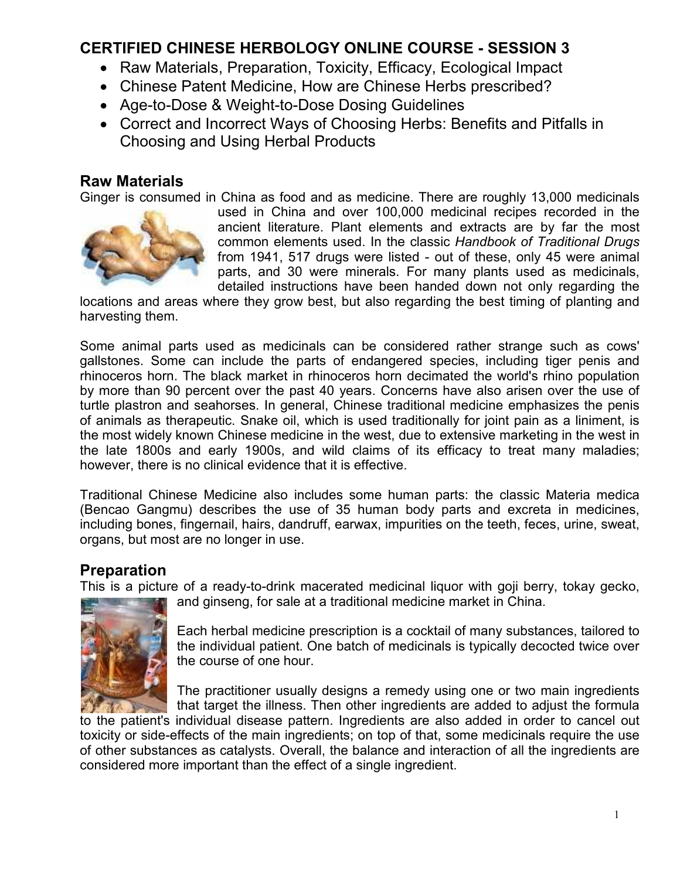# CERTIFIED CHINESE HERBOLOGY ONLINE COURSE - SESSION 3

- Raw Materials, Preparation, Toxicity, Efficacy, Ecological Impact
- Chinese Patent Medicine, How are Chinese Herbs prescribed?
- Age-to-Dose & Weight-to-Dose Dosing Guidelines
- Correct and Incorrect Ways of Choosing Herbs: Benefits and Pitfalls in Choosing and Using Herbal Products

## Raw Materials

Ginger is consumed in China as food and as medicine. There are roughly 13,000 medicinals used in China and over 100,000 medicinal recipes recorded in the ancient literature. Plant elements and extracts are by far the most common elements used. In the classic *Handbook of Traditional Drugs* from 1941, 517 drugs were listed - out of these, only 45 were animal parts, and 30 were minerals. For many plants used as medicinals, detailed instructions have been handed down not only regarding the locations and areas where they grow best, but also regarding the best timing of planting and harvesting them.

Some animal parts used as medicinals can be considered rather strange such as cows' gallstones. Some can include the parts of endangered species, including tiger penis and rhinoceros horn. The black market in rhinoceros horn decimated the world's rhino population by more than 90 percent over the past 40 years. Concerns have also arisen over the use of turtle plastron and seahorses. In general, Chinese traditional medicine emphasizes the penis of animals as therapeutic. Snake oil, which is used traditionally for joint pain as a liniment, is the most widely known Chinese medicine in the west, due to extensive marketing in the west in the late 1800s and early 1900s, and wild claims of its efficacy to treat many maladies; however, there is no clinical evidence that it is effective.

Traditional Chinese Medicine also includes some human parts: the classic Materia medica (Bencao Gangmu) describes the use of 35 human body parts and excreta in medicines, including bones, fingernail, hairs, dandruff, earwax, impurities on the teeth, feces, urine, sweat, organs, but most are no longer in use.

## Preparation

This is a picture of a ready-to-drink macerated medicinal liquor with goji berry, tokay gecko, and ginseng, for sale at a traditional medicine market in China.

Each herbal medicine prescription is a cocktail of many substances, tailored to the individual patient. One batch of medicinals is typically decocted twice over the course of one hour.

The practitioner usually designs a remedy using one or two main ingredients that target the illness. Then other ingredients are added to adjust the formula to the patient's individual disease pattern. Ingredients are also added in order to cancel out toxicity or side-effects of the main ingredients; on top of that, some medicinals require the use of other substances as catalysts. Overall, the balance and interaction of all the ingredients are considered more important than the effect of a single ingredient.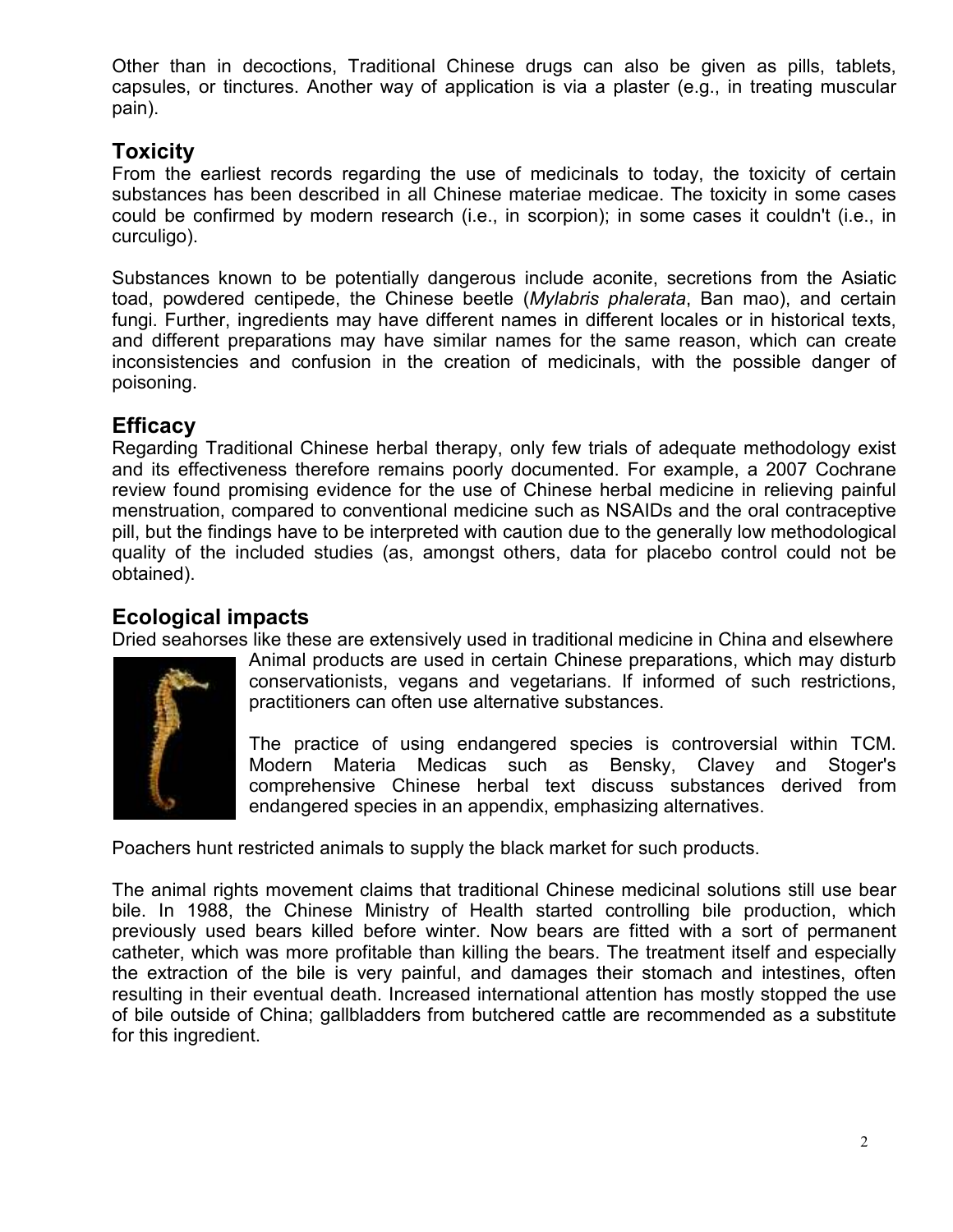Other than in decoctions, Traditional Chinese drugs can also be given as pills, tablets, capsules, or tinctures. Another way of application is via a plaster (e.g., in treating muscular pain).

## Toxicity

From the earliest records regarding the use of medicinals to today, the toxicity of certain substances has been described in all Chinese materiae medicae. The toxicity in some cases could be confirmed by modern research (i.e., in scorpion); in some cases it couldn't (i.e., in curculigo).

Substances known to be potentially dangerous include aconite, secretions from the Asiatic toad, powdered centipede, the Chinese beetle (*Mylabris phalerata*, Ban mao), and certain fungi. Further, ingredients may have different names in different locales or in historical texts, and different preparations may have similar names for the same reason, which can create inconsistencies and confusion in the creation of medicinals, with the possible danger of poisoning.

## Efficacy

Regarding Traditional Chinese herbal therapy, only few trials of adequate methodology exist and its effectiveness therefore remains poorly documented. For example, a 2007 Cochrane review found promising evidence for the use of Chinese herbal medicine in relieving painful menstruation, compared to conventional medicine such as NSAIDs and the oral contraceptive pill, but the findings have to be interpreted with caution due to the generally low methodological quality of the included studies (as, amongst others, data for placebo control could not be obtained).

## Ecological impacts

Dried seahorses like these are extensively used in traditional medicine in China and elsewhere

Animal products are used in certain Chinese preparations, which may disturb conservationists, vegans and vegetarians. If informed of such restrictions, practitioners can often use alternative substances.

The practice of using endangered species is controversial within TCM. Modern Materia Medicas such as Bensky, Clavey and Stoger's comprehensive Chinese herbal text discuss substances derived from endangered species in an appendix, emphasizing alternatives.

Poachers hunt restricted animals to supply the black market for such products.

The animal rights movement claims that traditional Chinese medicinal solutions still use bear bile. In 1988, the Chinese Ministry of Health started controlling bile production, which previously used bears killed before winter. Now bears are fitted with a sort of permanent catheter, which was more profitable than killing the bears. The treatment itself and especially the extraction of the bile is very painful, and damages their stomach and intestines, often resulting in their eventual death. Increased international attention has mostly stopped the use of bile outside of China; gallbladders from butchered cattle are recommended as a substitute for this ingredient.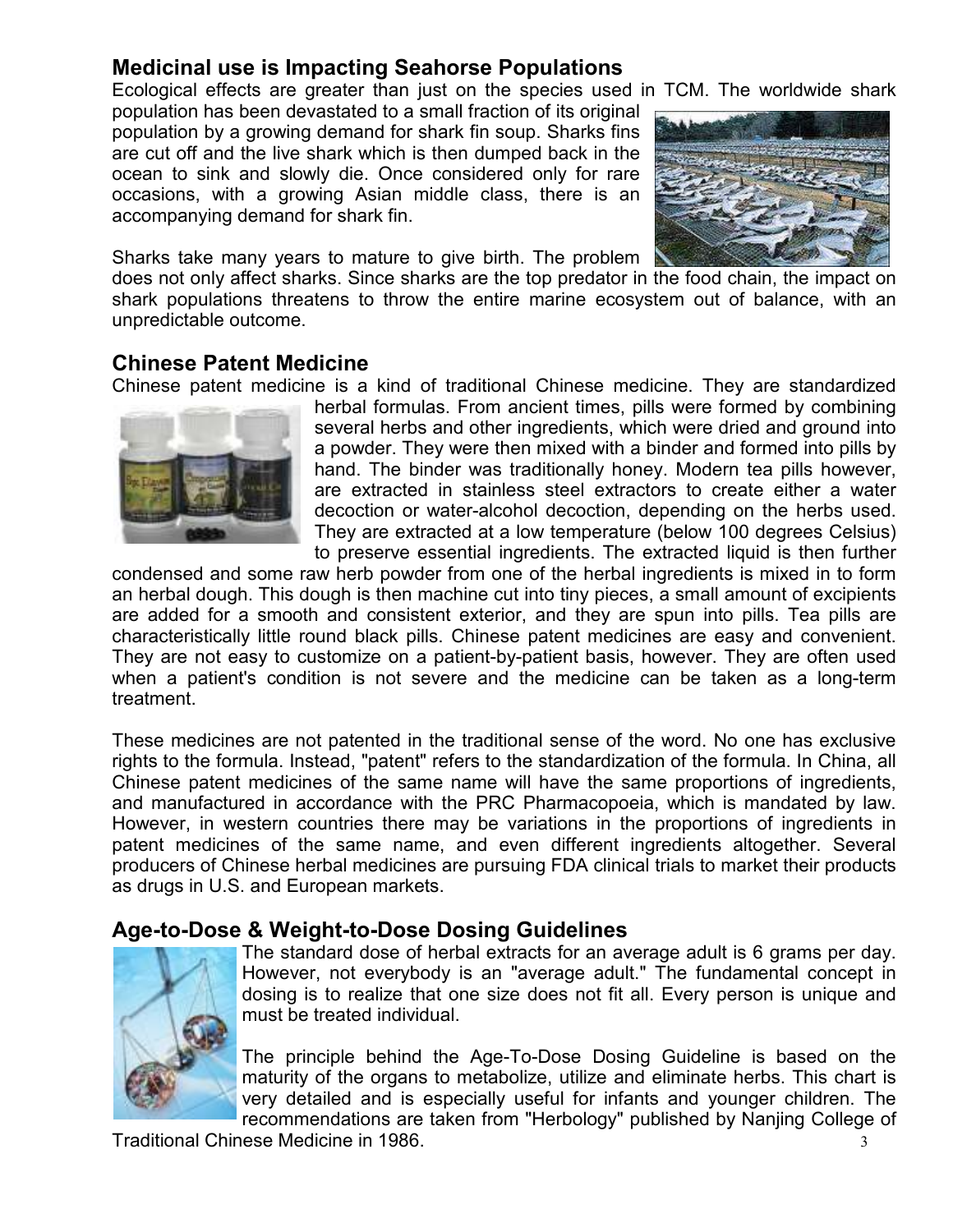## Medicinal use is Impacting Seahorse Populations

Ecological effects are greater than just on the species used in TCM. The worldwide shark population has been devastated to a small fraction of its original population by a growing demand for shark fin soup. Sharks fins are cut off and the live shark which is then dumped back in the ocean to sink and slowly die. Once considered only for rare occasions, with a growing Asian middle class, there is an accompanying demand for shark fin.

Sharks take many years to mature to give birth. The problem does not only affect sharks. Since sharks are the top predator in the food chain, the impact on shark populations threatens to throw the entire marine ecosystem out of balance, with an unpredictable outcome.

## Chinese Patent Medicine

Chinese patent medicine is a kind of traditional Chinese medicine. They are standardized herbal formulas. From ancient times, pills were formed by combining several herbs and other ingredients, which were dried and ground into a powder. They were then mixed with a binder and formed into pills by hand. The binder was traditionally honey. Modern tea pills however, are extracted in stainless steel extractors to create either a water decoction or water-alcohol decoction, depending on the herbs used. They are extracted at a low temperature (below 100 degrees Celsius) to preserve essential ingredients. The extracted liquid is then further condensed and some raw herb powder from one of the herbal ingredients is mixed in to form an herbal dough. This dough is then machine cut into tiny pieces, a small amount of excipients are added for a smooth and consistent exterior, and they are spun into pills. Tea pills are characteristically little round black pills. Chinese patent medicines are easy and convenient. They are not easy to customize on a patient-by-patient basis, however. They are often used when a patient's condition is not severe and the medicine can be taken as a long-term treatment.

These medicines are not patented in the traditional sense of the word. No one has exclusive rights to the formula. Instead, "patent" refers to the standardization of the formula. In China, all Chinese patent medicines of the same name will have the same proportions of ingredients, and manufactured in accordance with the PRC Pharmacopoeia, which is mandated by law. However, in western countries there may be variations in the proportions of ingredients in patent medicines of the same name, and even different ingredients altogether. Several producers of Chinese herbal medicines are pursuing FDA clinical trials to market their products as drugs in U.S. and European markets.

## Age-to-Dose & Weight-to-Dose Dosing Guidelines

The standard dose of herbal extracts for an average adult is 6 grams per day. However, not everybody is an "average adult." The fundamental concept in dosing is to realize that one size does not fit all. Every person is unique and must be treated individual.

The principle behind the Age-To-Dose Dosing Guideline is based on the maturity of the organs to metabolize, utilize and eliminate herbs. This chart is very detailed and is especially useful for infants and younger children. The recommendations are taken from "Herbology" published by Nanjing College of Traditional Chinese Medicine in 1986.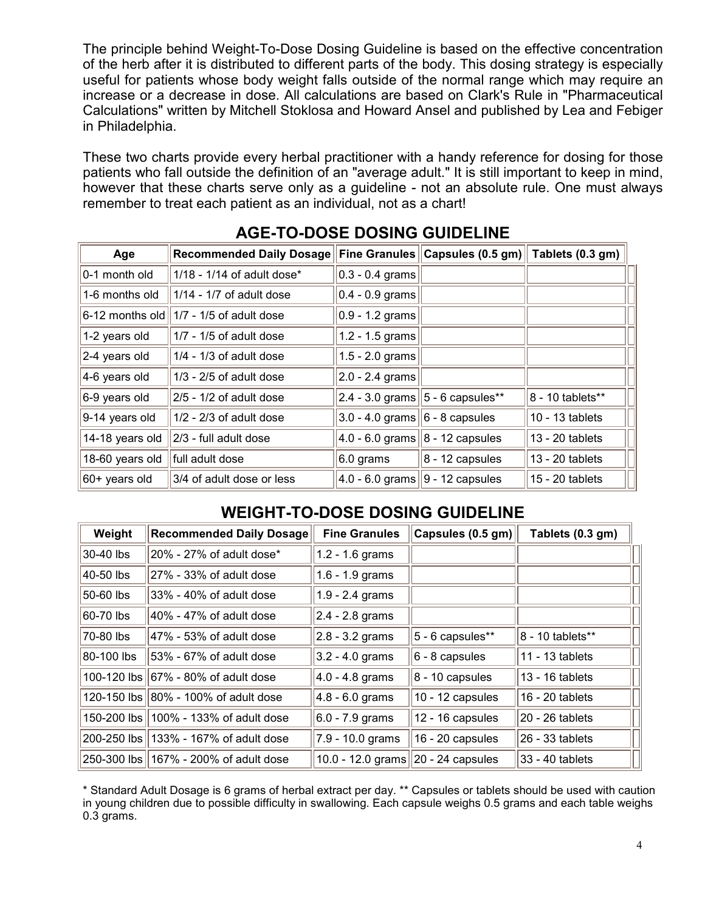The principle behind Weight-To-Dose Dosing Guideline is based on the effective concentration of the herb after it is distributed to different parts of the body. This dosing strategy is especially useful for patients whose body weight falls outside of the normal range which may require an increase or a decrease in dose. All calculations are based on Clark's Rule in "Pharmaceutical Calculations" written by Mitchell Stoklosa and Howard Ansel and published by Lea and Febiger in Philadelphia.

These two charts provide every herbal practitioner with a handy reference for dosing for those patients who fall outside the definition of an "average adult." It is still important to keep in mind, however that these charts serve only as a guideline - not an absolute rule. One must always remember to treat each patient as an individual, not as a chart!

## AGE-TO-DOSE DOSING GUIDELINE

| Age | Recommended Daily Dosage | Fine Granules | Capsules (0.5 gm) | Tablets (0.3 gm) |
|---|---|---|---|---|
| 0-1 month old | 1/18 - 1/14 of adult dose* | 0.3 - 0.4 grams | | |
| 1-6 months old | 1/14 - 1/7 of adult dose | 0.4 - 0.9 grams | | |
| 6-12 months old | 1/7 - 1/5 of adult dose | 0.9 - 1.2 grams | | |
| 1-2 years old | 1/7 - 1/5 of adult dose | 1.2 - 1.5 grams | | |
| 2-4 years old | 1/4 - 1/3 of adult dose | 1.5 - 2.0 grams | | |
| 4-6 years old | 1/3 - 2/5 of adult dose | 2.0 - 2.4 grams | | |
| 6-9 years old | 2/5 - 1/2 of adult dose | 2.4 - 3.0 grams | 5 - 6 capsules** | 8 - 10 tablets** |
| 9-14 years old | 1/2 - 2/3 of adult dose | 3.0 - 4.0 grams | 6 - 8 capsules | 10 - 13 tablets |
| 14-18 years old | 2/3 - full adult dose | 4.0 - 6.0 grams | 8 - 12 capsules | 13 - 20 tablets |
| 18-60 years old | full adult dose | 6.0 grams | 8 - 12 capsules | 13 - 20 tablets |
| 60+ years old | 3/4 of adult dose or less | 4.0 - 6.0 grams | 9 - 12 capsules | 15 - 20 tablets |

## WEIGHT-TO-DOSE DOSING GUIDELINE

| Weight | Recommended Daily Dosage | Fine Granules | Capsules (0.5 gm) | Tablets (0.3 gm) |
|---|---|---|---|---|
| 30-40 lbs | 20% - 27% of adult dose* | 1.2 - 1.6 grams | | |
| 40-50 lbs | 27% - 33% of adult dose | 1.6 - 1.9 grams | | |
| 50-60 lbs | 33% - 40% of adult dose | 1.9 - 2.4 grams | | |
| 60-70 lbs | 40% - 47% of adult dose | 2.4 - 2.8 grams | | |
| 70-80 lbs | 47% - 53% of adult dose | 2.8 - 3.2 grams | 5 - 6 capsules** | 8 - 10 tablets** |
| 80-100 lbs | 53% - 67% of adult dose | 3.2 - 4.0 grams | 6 - 8 capsules | 11 - 13 tablets |
| 100-120 lbs | 67% - 80% of adult dose | 4.0 - 4.8 grams | 8 - 10 capsules | 13 - 16 tablets |
| 120-150 lbs | 80% - 100% of adult dose | 4.8 - 6.0 grams | 10 - 12 capsules | 16 - 20 tablets |
| 150-200 lbs | 100% - 133% of adult dose | 6.0 - 7.9 grams | 12 - 16 capsules | 20 - 26 tablets |
| 200-250 lbs | 133% - 167% of adult dose | 7.9 - 10.0 grams | 16 - 20 capsules | 26 - 33 tablets |
| 250-300 lbs | 167% - 200% of adult dose | 10.0 - 12.0 grams | 20 - 24 capsules | 33 - 40 tablets |

* Standard Adult Dosage is 6 grams of herbal extract per day. ** Capsules or tablets should be used with caution in young children due to possible difficulty in swallowing. Each capsule weighs 0.5 grams and each table weighs 0.3 grams.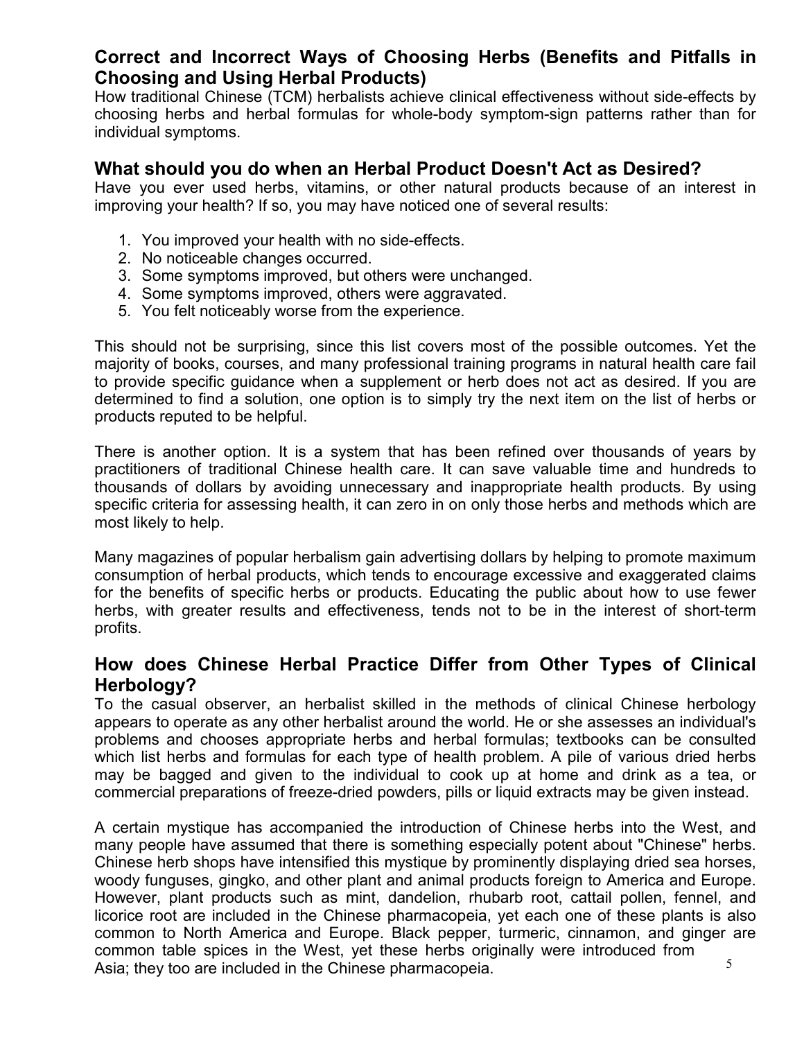## Correct and Incorrect Ways of Choosing Herbs (Benefits and Pitfalls in Choosing and Using Herbal Products)

How traditional Chinese (TCM) herbalists achieve clinical effectiveness without side-effects by choosing herbs and herbal formulas for whole-body symptom-sign patterns rather than for individual symptoms.

## What should you do when an Herbal Product Doesn't Act as Desired?

Have you ever used herbs, vitamins, or other natural products because of an interest in improving your health? If so, you may have noticed one of several results:

1. You improved your health with no side-effects.
2. No noticeable changes occurred.
3. Some symptoms improved, but others were unchanged.
4. Some symptoms improved, others were aggravated.
5. You felt noticeably worse from the experience.

This should not be surprising, since this list covers most of the possible outcomes. Yet the majority of books, courses, and many professional training programs in natural health care fail to provide specific guidance when a supplement or herb does not act as desired. If you are determined to find a solution, one option is to simply try the next item on the list of herbs or products reputed to be helpful.

There is another option. It is a system that has been refined over thousands of years by practitioners of traditional Chinese health care. It can save valuable time and hundreds to thousands of dollars by avoiding unnecessary and inappropriate health products. By using specific criteria for assessing health, it can zero in on only those herbs and methods which are most likely to help.

Many magazines of popular herbalism gain advertising dollars by helping to promote maximum consumption of herbal products, which tends to encourage excessive and exaggerated claims for the benefits of specific herbs or products. Educating the public about how to use fewer herbs, with greater results and effectiveness, tends not to be in the interest of short-term profits.

## How does Chinese Herbal Practice Differ from Other Types of Clinical Herbology?

To the casual observer, an herbalist skilled in the methods of clinical Chinese herbology appears to operate as any other herbalist around the world. He or she assesses an individual's problems and chooses appropriate herbs and herbal formulas; textbooks can be consulted which list herbs and formulas for each type of health problem. A pile of various dried herbs may be bagged and given to the individual to cook up at home and drink as a tea, or commercial preparations of freeze-dried powders, pills or liquid extracts may be given instead.

A certain mystique has accompanied the introduction of Chinese herbs into the West, and many people have assumed that there is something especially potent about "Chinese" herbs. Chinese herb shops have intensified this mystique by prominently displaying dried sea horses, woody funguses, gingko, and other plant and animal products foreign to America and Europe. However, plant products such as mint, dandelion, rhubarb root, cattail pollen, fennel, and licorice root are included in the Chinese pharmacopeia, yet each one of these plants is also common to North America and Europe. Black pepper, turmeric, cinnamon, and ginger are common table spices in the West, yet these herbs originally were introduced from Asia; they too are included in the Chinese pharmacopeia.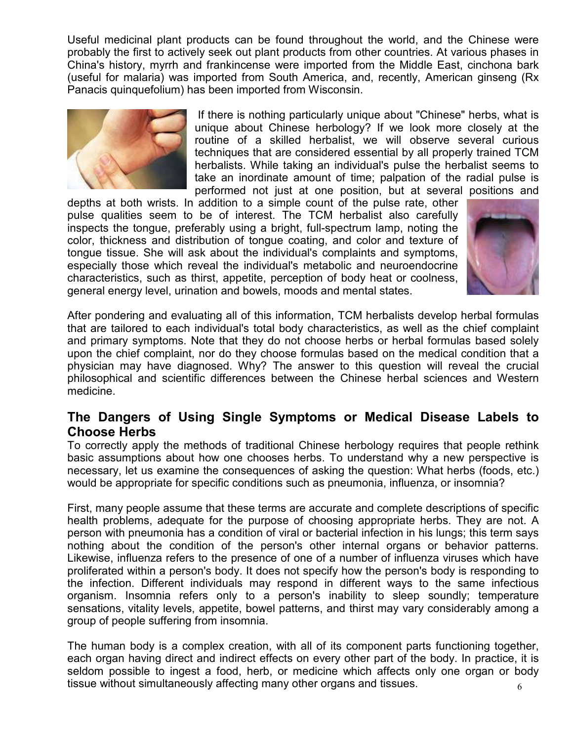Useful medicinal plant products can be found throughout the world, and the Chinese were probably the first to actively seek out plant products from other countries. At various phases in China's history, myrrh and frankincense were imported from the Middle East, cinchona bark (useful for malaria) was imported from South America, and, recently, American ginseng (Rx Panacis quinquefolium) has been imported from Wisconsin.

If there is nothing particularly unique about "Chinese" herbs, what is unique about Chinese herbology? If we look more closely at the routine of a skilled herbalist, we will observe several curious techniques that are considered essential by all properly trained TCM herbalists. While taking an individual's pulse the herbalist seems to take an inordinate amount of time; palpation of the radial pulse is performed not just at one position, but at several positions and depths at both wrists. In addition to a simple count of the pulse rate, other pulse qualities seem to be of interest. The TCM herbalist also carefully inspects the tongue, preferably using a bright, full-spectrum lamp, noting the color, thickness and distribution of tongue coating, and color and texture of tongue tissue. She will ask about the individual's complaints and symptoms, especially those which reveal the individual's metabolic and neuroendocrine characteristics, such as thirst, appetite, perception of body heat or coolness, general energy level, urination and bowels, moods and mental states.

After pondering and evaluating all of this information, TCM herbalists develop herbal formulas that are tailored to each individual's total body characteristics, as well as the chief complaint and primary symptoms. Note that they do not choose herbs or herbal formulas based solely upon the chief complaint, nor do they choose formulas based on the medical condition that a physician may have diagnosed. Why? The answer to this question will reveal the crucial philosophical and scientific differences between the Chinese herbal sciences and Western medicine.

## The Dangers of Using Single Symptoms or Medical Disease Labels to Choose Herbs

To correctly apply the methods of traditional Chinese herbology requires that people rethink basic assumptions about how one chooses herbs. To understand why a new perspective is necessary, let us examine the consequences of asking the question: What herbs (foods, etc.) would be appropriate for specific conditions such as pneumonia, influenza, or insomnia?

First, many people assume that these terms are accurate and complete descriptions of specific health problems, adequate for the purpose of choosing appropriate herbs. They are not. A person with pneumonia has a condition of viral or bacterial infection in his lungs; this term says nothing about the condition of the person's other internal organs or behavior patterns. Likewise, influenza refers to the presence of one of a number of influenza viruses which have proliferated within a person's body. It does not specify how the person's body is responding to the infection. Different individuals may respond in different ways to the same infectious organism. Insomnia refers only to a person's inability to sleep soundly; temperature sensations, vitality levels, appetite, bowel patterns, and thirst may vary considerably among a group of people suffering from insomnia.

The human body is a complex creation, with all of its component parts functioning together, each organ having direct and indirect effects on every other part of the body. In practice, it is seldom possible to ingest a food, herb, or medicine which affects only one organ or body tissue without simultaneously affecting many other organs and tissues.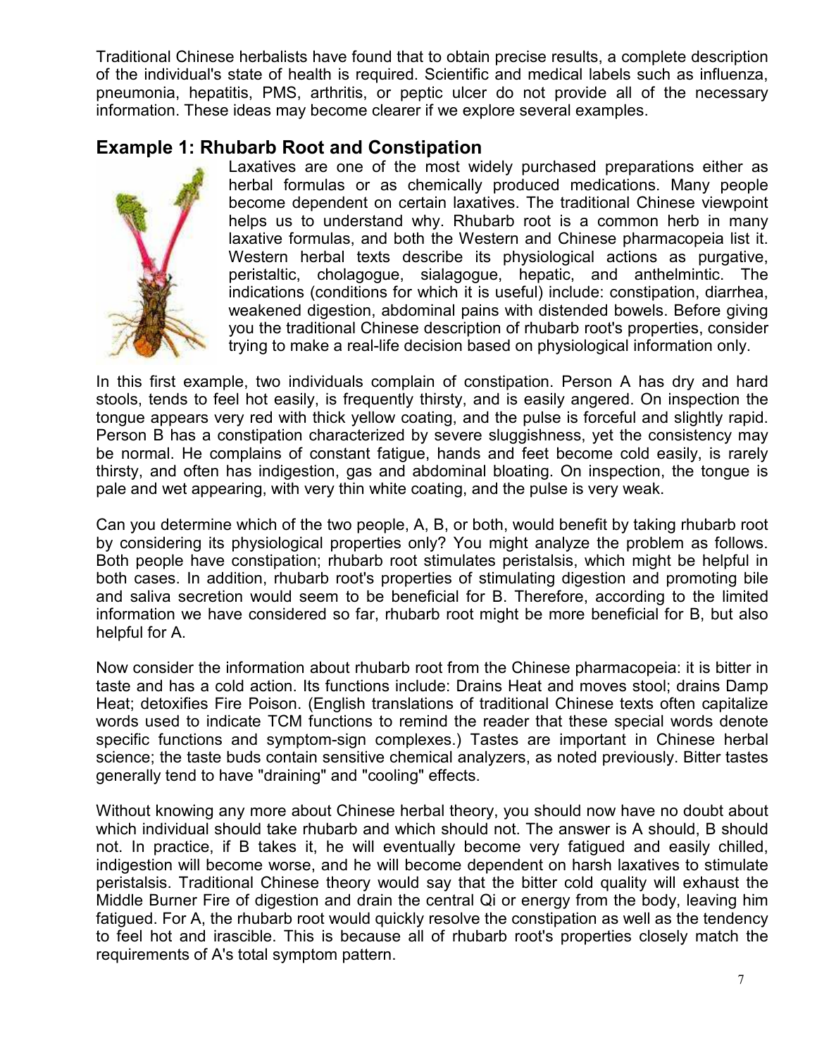Traditional Chinese herbalists have found that to obtain precise results, a complete description of the individual's state of health is required. Scientific and medical labels such as influenza, pneumonia, hepatitis, PMS, arthritis, or peptic ulcer do not provide all of the necessary information. These ideas may become clearer if we explore several examples.

## Example 1: Rhubarb Root and Constipation

Laxatives are one of the most widely purchased preparations either as herbal formulas or as chemically produced medications. Many people become dependent on certain laxatives. The traditional Chinese viewpoint helps us to understand why. Rhubarb root is a common herb in many laxative formulas, and both the Western and Chinese pharmacopeia list it. Western herbal texts describe its physiological actions as purgative, peristaltic, cholagogue, sialagogue, hepatic, and anthelmintic. The indications (conditions for which it is useful) include: constipation, diarrhea, weakened digestion, abdominal pains with distended bowels. Before giving you the traditional Chinese description of rhubarb root's properties, consider trying to make a real-life decision based on physiological information only.

In this first example, two individuals complain of constipation. Person A has dry and hard stools, tends to feel hot easily, is frequently thirsty, and is easily angered. On inspection the tongue appears very red with thick yellow coating, and the pulse is forceful and slightly rapid. Person B has a constipation characterized by severe sluggishness, yet the consistency may be normal. He complains of constant fatigue, hands and feet become cold easily, is rarely thirsty, and often has indigestion, gas and abdominal bloating. On inspection, the tongue is pale and wet appearing, with very thin white coating, and the pulse is very weak.

Can you determine which of the two people, A, B, or both, would benefit by taking rhubarb root by considering its physiological properties only? You might analyze the problem as follows. Both people have constipation; rhubarb root stimulates peristalsis, which might be helpful in both cases. In addition, rhubarb root's properties of stimulating digestion and promoting bile and saliva secretion would seem to be beneficial for B. Therefore, according to the limited information we have considered so far, rhubarb root might be more beneficial for B, but also helpful for A.

Now consider the information about rhubarb root from the Chinese pharmacopeia: it is bitter in taste and has a cold action. Its functions include: Drains Heat and moves stool; drains Damp Heat; detoxifies Fire Poison. (English translations of traditional Chinese texts often capitalize words used to indicate TCM functions to remind the reader that these special words denote specific functions and symptom-sign complexes.) Tastes are important in Chinese herbal science; the taste buds contain sensitive chemical analyzers, as noted previously. Bitter tastes generally tend to have "draining" and "cooling" effects.

Without knowing any more about Chinese herbal theory, you should now have no doubt about which individual should take rhubarb and which should not. The answer is A should, B should not. In practice, if B takes it, he will eventually become very fatigued and easily chilled, indigestion will become worse, and he will become dependent on harsh laxatives to stimulate peristalsis. Traditional Chinese theory would say that the bitter cold quality will exhaust the Middle Burner Fire of digestion and drain the central Qi or energy from the body, leaving him fatigued. For A, the rhubarb root would quickly resolve the constipation as well as the tendency to feel hot and irascible. This is because all of rhubarb root's properties closely match the requirements of A's total symptom pattern.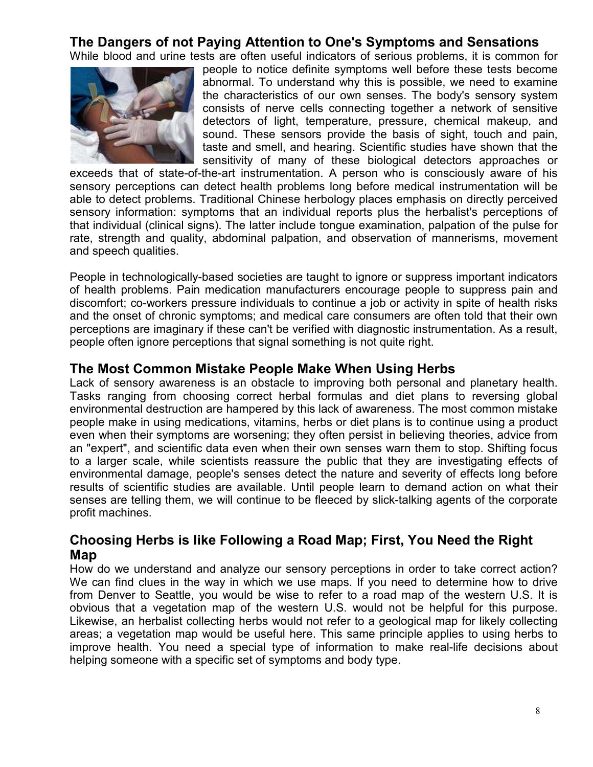## The Dangers of not Paying Attention to One's Symptoms and Sensations

While blood and urine tests are often useful indicators of serious problems, it is common for people to notice definite symptoms well before these tests become abnormal. To understand why this is possible, we need to examine the characteristics of our own senses. The body's sensory system consists of nerve cells connecting together a network of sensitive detectors of light, temperature, pressure, chemical makeup, and sound. These sensors provide the basis of sight, touch and pain, taste and smell, and hearing. Scientific studies have shown that the sensitivity of many of these biological detectors approaches or exceeds that of state-of-the-art instrumentation. A person who is consciously aware of his sensory perceptions can detect health problems long before medical instrumentation will be able to detect problems. Traditional Chinese herbology places emphasis on directly perceived sensory information: symptoms that an individual reports plus the herbalist's perceptions of that individual (clinical signs). The latter include tongue examination, palpation of the pulse for rate, strength and quality, abdominal palpation, and observation of mannerisms, movement and speech qualities.

People in technologically-based societies are taught to ignore or suppress important indicators of health problems. Pain medication manufacturers encourage people to suppress pain and discomfort; co-workers pressure individuals to continue a job or activity in spite of health risks and the onset of chronic symptoms; and medical care consumers are often told that their own perceptions are imaginary if these can't be verified with diagnostic instrumentation. As a result, people often ignore perceptions that signal something is not quite right.

## The Most Common Mistake People Make When Using Herbs

Lack of sensory awareness is an obstacle to improving both personal and planetary health. Tasks ranging from choosing correct herbal formulas and diet plans to reversing global environmental destruction are hampered by this lack of awareness. The most common mistake people make in using medications, vitamins, herbs or diet plans is to continue using a product even when their symptoms are worsening; they often persist in believing theories, advice from an "expert", and scientific data even when their own senses warn them to stop. Shifting focus to a larger scale, while scientists reassure the public that they are investigating effects of environmental damage, people's senses detect the nature and severity of effects long before results of scientific studies are available. Until people learn to demand action on what their senses are telling them, we will continue to be fleeced by slick-talking agents of the corporate profit machines.

## Choosing Herbs is like Following a Road Map; First, You Need the Right Map

How do we understand and analyze our sensory perceptions in order to take correct action? We can find clues in the way in which we use maps. If you need to determine how to drive from Denver to Seattle, you would be wise to refer to a road map of the western U.S. It is obvious that a vegetation map of the western U.S. would not be helpful for this purpose. Likewise, an herbalist collecting herbs would not refer to a geological map for likely collecting areas; a vegetation map would be useful here. This same principle applies to using herbs to improve health. You need a special type of information to make real-life decisions about helping someone with a specific set of symptoms and body type.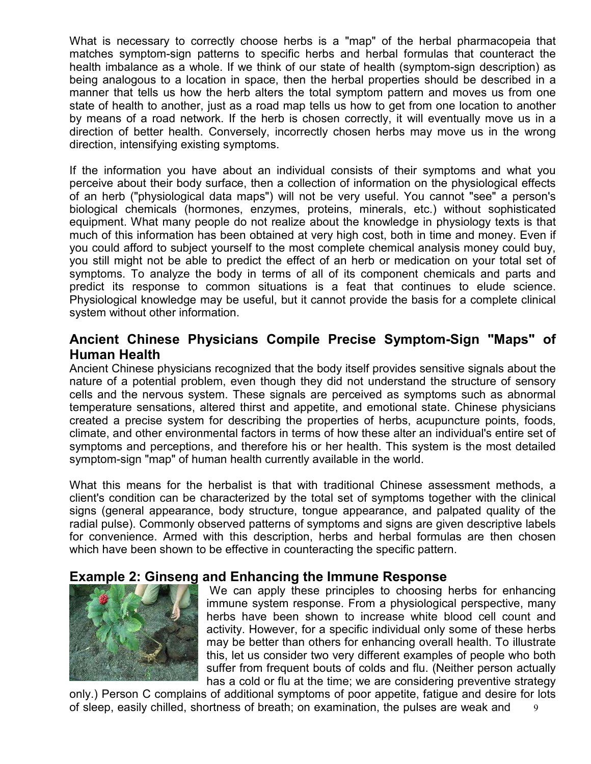What is necessary to correctly choose herbs is a "map" of the herbal pharmacopeia that matches symptom-sign patterns to specific herbs and herbal formulas that counteract the health imbalance as a whole. If we think of our state of health (symptom-sign description) as being analogous to a location in space, then the herbal properties should be described in a manner that tells us how the herb alters the total symptom pattern and moves us from one state of health to another, just as a road map tells us how to get from one location to another by means of a road network. If the herb is chosen correctly, it will eventually move us in a direction of better health. Conversely, incorrectly chosen herbs may move us in the wrong direction, intensifying existing symptoms.

If the information you have about an individual consists of their symptoms and what you perceive about their body surface, then a collection of information on the physiological effects of an herb ("physiological data maps") will not be very useful. You cannot "see" a person's biological chemicals (hormones, enzymes, proteins, minerals, etc.) without sophisticated equipment. What many people do not realize about the knowledge in physiology texts is that much of this information has been obtained at very high cost, both in time and money. Even if you could afford to subject yourself to the most complete chemical analysis money could buy, you still might not be able to predict the effect of an herb or medication on your total set of symptoms. To analyze the body in terms of all of its component chemicals and parts and predict its response to common situations is a feat that continues to elude science. Physiological knowledge may be useful, but it cannot provide the basis for a complete clinical system without other information.

## Ancient Chinese Physicians Compile Precise Symptom-Sign "Maps" of Human Health

Ancient Chinese physicians recognized that the body itself provides sensitive signals about the nature of a potential problem, even though they did not understand the structure of sensory cells and the nervous system. These signals are perceived as symptoms such as abnormal temperature sensations, altered thirst and appetite, and emotional state. Chinese physicians created a precise system for describing the properties of herbs, acupuncture points, foods, climate, and other environmental factors in terms of how these alter an individual's entire set of symptoms and perceptions, and therefore his or her health. This system is the most detailed symptom-sign "map" of human health currently available in the world.

What this means for the herbalist is that with traditional Chinese assessment methods, a client's condition can be characterized by the total set of symptoms together with the clinical signs (general appearance, body structure, tongue appearance, and palpated quality of the radial pulse). Commonly observed patterns of symptoms and signs are given descriptive labels for convenience. Armed with this description, herbs and herbal formulas are then chosen which have been shown to be effective in counteracting the specific pattern.

## Example 2: Ginseng and Enhancing the Immune Response

We can apply these principles to choosing herbs for enhancing immune system response. From a physiological perspective, many herbs have been shown to increase white blood cell count and activity. However, for a specific individual only some of these herbs may be better than others for enhancing overall health. To illustrate this, let us consider two very different examples of people who both suffer from frequent bouts of colds and flu. (Neither person actually has a cold or flu at the time; we are considering preventive strategy only.) Person C complains of additional symptoms of poor appetite, fatigue and desire for lots of sleep, easily chilled, shortness of breath; on examination, the pulses are weak and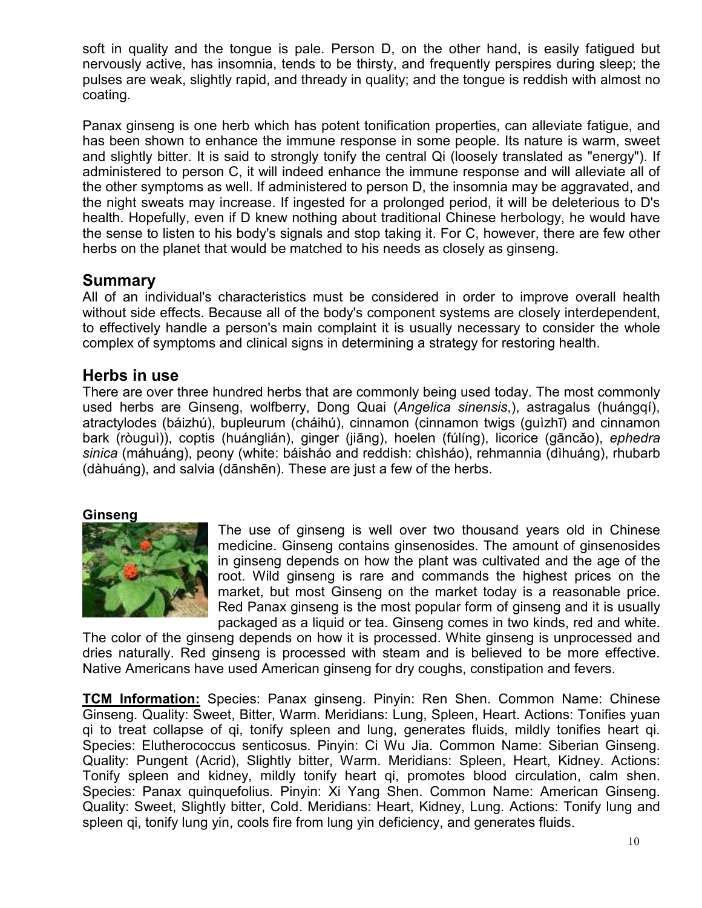soft in quality and the tongue is pale. Person D, on the other hand, is easily fatigued but nervously active, has insomnia, tends to be thirsty, and frequently perspires during sleep; the pulses are weak, slightly rapid, and thready in quality; and the tongue is reddish with almost no coating.

Panax ginseng is one herb which has potent tonification properties, can alleviate fatigue, and has been shown to enhance the immune response in some people. Its nature is warm, sweet and slightly bitter. It is said to strongly tonify the central Qi (loosely translated as "energy"). If administered to person C, it will indeed enhance the immune response and will alleviate all of the other symptoms as well. If administered to person D, the insomnia may be aggravated, and the night sweats may increase. If ingested for a prolonged period, it will be deleterious to D's health. Hopefully, even if D knew nothing about traditional Chinese herbology, he would have the sense to listen to his body's signals and stop taking it. For C, however, there are few other herbs on the planet that would be matched to his needs as closely as ginseng.

## Summary

All of an individual's characteristics must be considered in order to improve overall health without side effects. Because all of the body's component systems are closely interdependent, to effectively handle a person's main complaint it is usually necessary to consider the whole complex of symptoms and clinical signs in determining a strategy for restoring health.

## Herbs in use

There are over three hundred herbs that are commonly being used today. The most commonly used herbs are Ginseng, wolfberry, Dong Quai (*Angelica sinensis*,), astragalus (huángqí), atractylodes (báizhú), bupleurum (cháihú), cinnamon (cinnamon twigs (guìzhī) and cinnamon bark (ròuguì)), coptis (huánglián), ginger (jiāng), hoelen (fúlíng), licorice (gāncǎo), *ephedra sinica* (máhuáng), peony (white: báisháo and reddish: chìsháo), rehmannia (dìhuáng), rhubarb (dàhuáng), and salvia (dānshēn). These are just a few of the herbs.

**Ginseng**

The use of ginseng is well over two thousand years old in Chinese medicine. Ginseng contains ginsenosides. The amount of ginsenosides in ginseng depends on how the plant was cultivated and the age of the root. Wild ginseng is rare and commands the highest prices on the market, but most Ginseng on the market today is a reasonable price. Red Panax ginseng is the most popular form of ginseng and it is usually packaged as a liquid or tea. Ginseng comes in two kinds, red and white. The color of the ginseng depends on how it is processed. White ginseng is unprocessed and dries naturally. Red ginseng is processed with steam and is believed to be more effective. Native Americans have used American ginseng for dry coughs, constipation and fevers.

**TCM Information:** Species: Panax ginseng. Pinyin: Ren Shen. Common Name: Chinese Ginseng. Quality: Sweet, Bitter, Warm. Meridians: Lung, Spleen, Heart. Actions: Tonifies yuan qi to treat collapse of qi, tonify spleen and lung, generates fluids, mildly tonifies heart qi. Species: Elutherococcus senticosus. Pinyin: Ci Wu Jia. Common Name: Siberian Ginseng. Quality: Pungent (Acrid), Slightly bitter, Warm. Meridians: Spleen, Heart, Kidney. Actions: Tonify spleen and kidney, mildly tonify heart qi, promotes blood circulation, calm shen. Species: Panax quinquefolius. Pinyin: Xi Yang Shen. Common Name: American Ginseng. Quality: Sweet, Slightly bitter, Cold. Meridians: Heart, Kidney, Lung. Actions: Tonify lung and spleen qi, tonify lung yin, cools fire from lung yin deficiency, and generates fluids.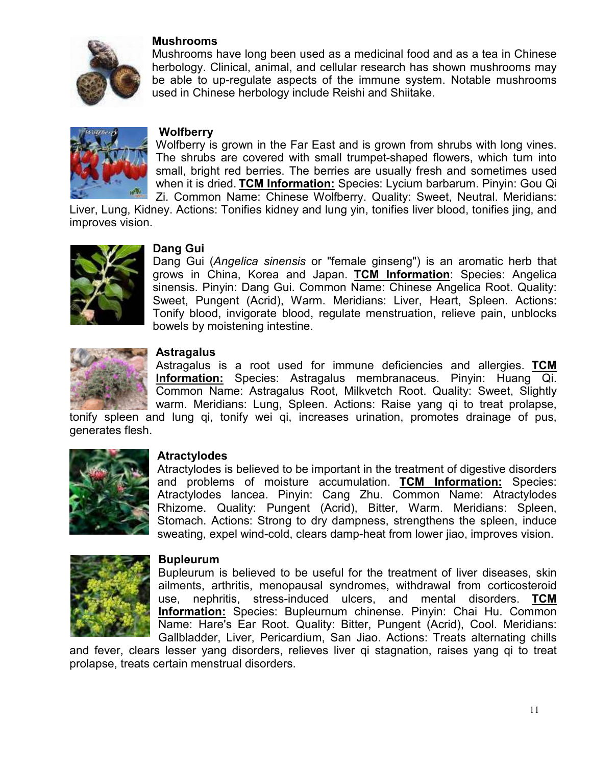## Mushrooms

Mushrooms have long been used as a medicinal food and as a tea in Chinese herbology. Clinical, animal, and cellular research has shown mushrooms may be able to up-regulate aspects of the immune system. Notable mushrooms used in Chinese herbology include Reishi and Shiitake.

## Wolfberry

Wolfberry is grown in the Far East and is grown from shrubs with long vines. The shrubs are covered with small trumpet-shaped flowers, which turn into small, bright red berries. The berries are usually fresh and sometimes used when it is dried. **TCM Information:** Species: Lycium barbarum. Pinyin: Gou Qi Zi. Common Name: Chinese Wolfberry. Quality: Sweet, Neutral. Meridians: Liver, Lung, Kidney. Actions: Tonifies kidney and lung yin, tonifies liver blood, tonifies jing, and improves vision.

## Dang Gui

Dang Gui (*Angelica sinensis* or "female ginseng") is an aromatic herb that grows in China, Korea and Japan. **TCM Information**: Species: Angelica sinensis. Pinyin: Dang Gui. Common Name: Chinese Angelica Root. Quality: Sweet, Pungent (Acrid), Warm. Meridians: Liver, Heart, Spleen. Actions: Tonify blood, invigorate blood, regulate menstruation, relieve pain, unblocks bowels by moistening intestine.

## Astragalus

Astragalus is a root used for immune deficiencies and allergies. **TCM Information:** Species: Astragalus membranaceus. Pinyin: Huang Qi. Common Name: Astragalus Root, Milkvetch Root. Quality: Sweet, Slightly warm. Meridians: Lung, Spleen. Actions: Raise yang qi to treat prolapse, tonify spleen and lung qi, tonify wei qi, increases urination, promotes drainage of pus, generates flesh.

## Atractylodes

Atractylodes is believed to be important in the treatment of digestive disorders and problems of moisture accumulation. **TCM Information:** Species: Atractylodes lancea. Pinyin: Cang Zhu. Common Name: Atractylodes Rhizome. Quality: Pungent (Acrid), Bitter, Warm. Meridians: Spleen, Stomach. Actions: Strong to dry dampness, strengthens the spleen, induce sweating, expel wind-cold, clears damp-heat from lower jiao, improves vision.

## Bupleurum

Bupleurum is believed to be useful for the treatment of liver diseases, skin ailments, arthritis, menopausal syndromes, withdrawal from corticosteroid use, nephritis, stress-induced ulcers, and mental disorders. **TCM Information:** Species: Bupleurnum chinense. Pinyin: Chai Hu. Common Name: Hare's Ear Root. Quality: Bitter, Pungent (Acrid), Cool. Meridians: Gallbladder, Liver, Pericardium, San Jiao. Actions: Treats alternating chills and fever, clears lesser yang disorders, relieves liver qi stagnation, raises yang qi to treat prolapse, treats certain menstrual disorders.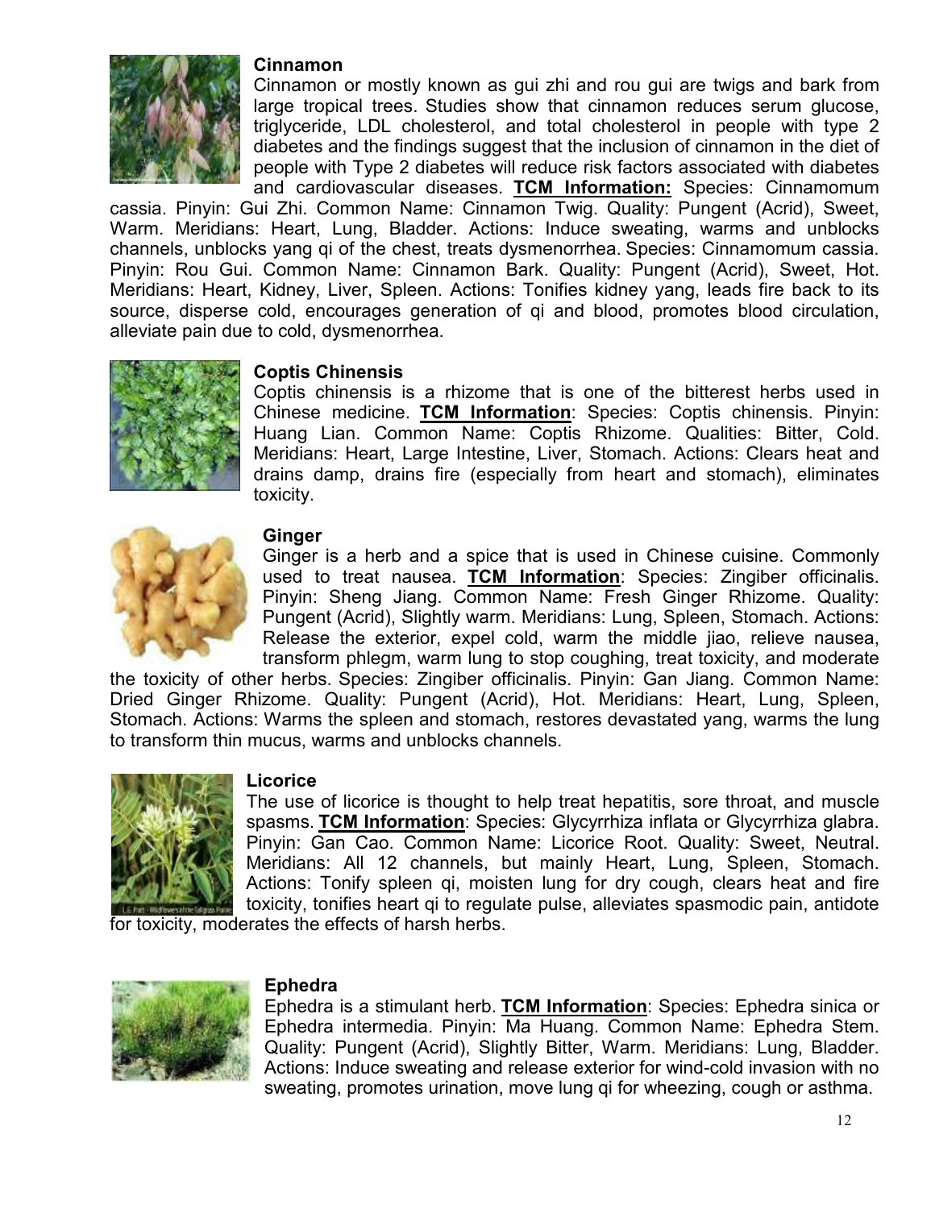**Cinnamon**

Cinnamon or mostly known as gui zhi and rou gui are twigs and bark from large tropical trees. Studies show that cinnamon reduces serum glucose, triglyceride, LDL cholesterol, and total cholesterol in people with type 2 diabetes and the findings suggest that the inclusion of cinnamon in the diet of people with Type 2 diabetes will reduce risk factors associated with diabetes and cardiovascular diseases. **TCM Information:** Species: Cinnamomum cassia. Pinyin: Gui Zhi. Common Name: Cinnamon Twig. Quality: Pungent (Acrid), Sweet, Warm. Meridians: Heart, Lung, Bladder. Actions: Induce sweating, warms and unblocks channels, unblocks yang qi of the chest, treats dysmenorrhea. Species: Cinnamomum cassia. Pinyin: Rou Gui. Common Name: Cinnamon Bark. Quality: Pungent (Acrid), Sweet, Hot. Meridians: Heart, Kidney, Liver, Spleen. Actions: Tonifies kidney yang, leads fire back to its source, disperse cold, encourages generation of qi and blood, promotes blood circulation, alleviate pain due to cold, dysmenorrhea.

**Coptis Chinensis**

Coptis chinensis is a rhizome that is one of the bitterest herbs used in Chinese medicine. **TCM Information**: Species: Coptis chinensis. Pinyin: Huang Lian. Common Name: Coptis Rhizome. Qualities: Bitter, Cold. Meridians: Heart, Large Intestine, Liver, Stomach. Actions: Clears heat and drains damp, drains fire (especially from heart and stomach), eliminates toxicity.

**Ginger**

Ginger is a herb and a spice that is used in Chinese cuisine. Commonly used to treat nausea. **TCM Information**: Species: Zingiber officinalis. Pinyin: Sheng Jiang. Common Name: Fresh Ginger Rhizome. Quality: Pungent (Acrid), Slightly warm. Meridians: Lung, Spleen, Stomach. Actions: Release the exterior, expel cold, warm the middle jiao, relieve nausea, transform phlegm, warm lung to stop coughing, treat toxicity, and moderate the toxicity of other herbs. Species: Zingiber officinalis. Pinyin: Gan Jiang. Common Name: Dried Ginger Rhizome. Quality: Pungent (Acrid), Hot. Meridians: Heart, Lung, Spleen, Stomach. Actions: Warms the spleen and stomach, restores devastated yang, warms the lung to transform thin mucus, warms and unblocks channels.

**Licorice**

The use of licorice is thought to help treat hepatitis, sore throat, and muscle spasms. **TCM Information**: Species: Glycyrrhiza inflata or Glycyrrhiza glabra. Pinyin: Gan Cao. Common Name: Licorice Root. Quality: Sweet, Neutral. Meridians: All 12 channels, but mainly Heart, Lung, Spleen, Stomach. Actions: Tonify spleen qi, moisten lung for dry cough, clears heat and fire toxicity, tonifies heart qi to regulate pulse, alleviates spasmodic pain, antidote for toxicity, moderates the effects of harsh herbs.

**Ephedra**

Ephedra is a stimulant herb. **TCM Information**: Species: Ephedra sinica or Ephedra intermedia. Pinyin: Ma Huang. Common Name: Ephedra Stem. Quality: Pungent (Acrid), Slightly Bitter, Warm. Meridians: Lung, Bladder. Actions: Induce sweating and release exterior for wind-cold invasion with no sweating, promotes urination, move lung qi for wheezing, cough or asthma.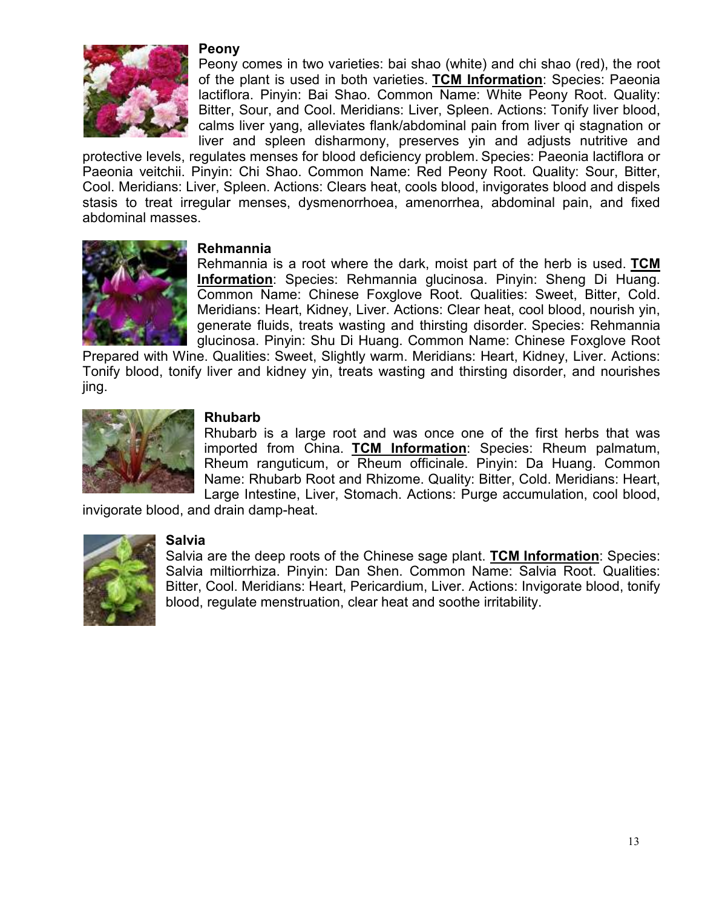### Peony

Peony comes in two varieties: bai shao (white) and chi shao (red), the root of the plant is used in both varieties. **TCM Information**: Species: Paeonia lactiflora. Pinyin: Bai Shao. Common Name: White Peony Root. Quality: Bitter, Sour, and Cool. Meridians: Liver, Spleen. Actions: Tonify liver blood, calms liver yang, alleviates flank/abdominal pain from liver qi stagnation or liver and spleen disharmony, preserves yin and adjusts nutritive and protective levels, regulates menses for blood deficiency problem. Species: Paeonia lactiflora or Paeonia veitchii. Pinyin: Chi Shao. Common Name: Red Peony Root. Quality: Sour, Bitter, Cool. Meridians: Liver, Spleen. Actions: Clears heat, cools blood, invigorates blood and dispels stasis to treat irregular menses, dysmenorrhoea, amenorrhea, abdominal pain, and fixed abdominal masses.

### Rehmannia

Rehmannia is a root where the dark, moist part of the herb is used. **TCM Information**: Species: Rehmannia glucinosa. Pinyin: Sheng Di Huang. Common Name: Chinese Foxglove Root. Qualities: Sweet, Bitter, Cold. Meridians: Heart, Kidney, Liver. Actions: Clear heat, cool blood, nourish yin, generate fluids, treats wasting and thirsting disorder. Species: Rehmannia glucinosa. Pinyin: Shu Di Huang. Common Name: Chinese Foxglove Root Prepared with Wine. Qualities: Sweet, Slightly warm. Meridians: Heart, Kidney, Liver. Actions: Tonify blood, tonify liver and kidney yin, treats wasting and thirsting disorder, and nourishes jing.

### Rhubarb

Rhubarb is a large root and was once one of the first herbs that was imported from China. **TCM Information**: Species: Rheum palmatum, Rheum ranguticum, or Rheum officinale. Pinyin: Da Huang. Common Name: Rhubarb Root and Rhizome. Quality: Bitter, Cold. Meridians: Heart, Large Intestine, Liver, Stomach. Actions: Purge accumulation, cool blood, invigorate blood, and drain damp-heat.

### Salvia

Salvia are the deep roots of the Chinese sage plant. **TCM Information**: Species: Salvia miltiorrhiza. Pinyin: Dan Shen. Common Name: Salvia Root. Qualities: Bitter, Cool. Meridians: Heart, Pericardium, Liver. Actions: Invigorate blood, tonify blood, regulate menstruation, clear heat and soothe irritability.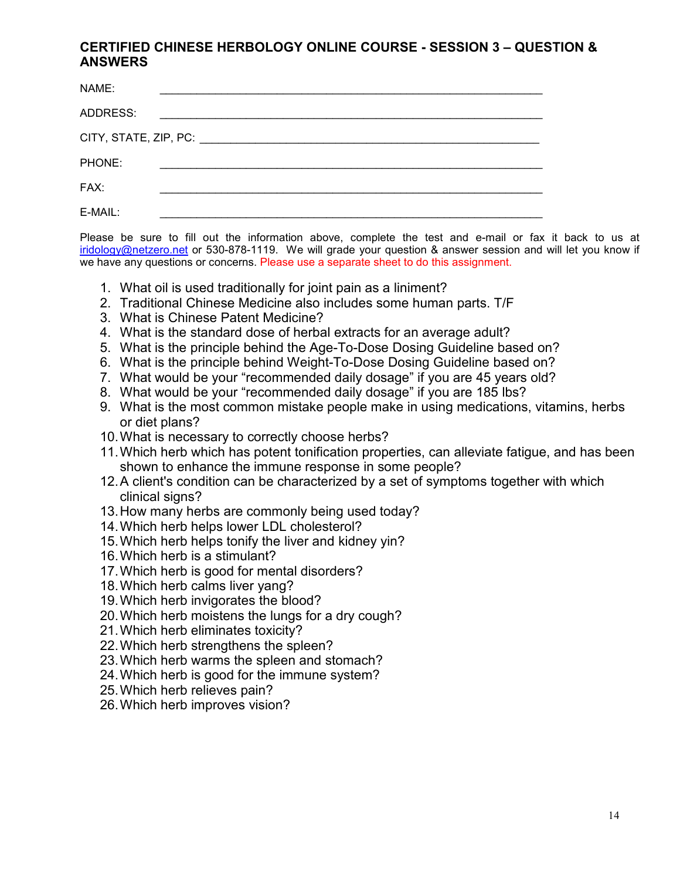## CERTIFIED CHINESE HERBOLOGY ONLINE COURSE - SESSION 3 – QUESTION & ANSWERS

NAME: ____________________________________________________________

ADDRESS: ____________________________________________________________

CITY, STATE, ZIP, PC: ______________________________________________________

PHONE: ____________________________________________________________

FAX: ____________________________________________________________

E-MAIL: ____________________________________________________________

Please be sure to fill out the information above, complete the test and e-mail or fax it back to us at iridology@netzero.net or 530-878-1119. We will grade your question & answer session and will let you know if we have any questions or concerns. Please use a separate sheet to do this assignment.

1. What oil is used traditionally for joint pain as a liniment?
2. Traditional Chinese Medicine also includes some human parts. T/F
3. What is Chinese Patent Medicine?
4. What is the standard dose of herbal extracts for an average adult?
5. What is the principle behind the Age-To-Dose Dosing Guideline based on?
6. What is the principle behind Weight-To-Dose Dosing Guideline based on?
7. What would be your "recommended daily dosage" if you are 45 years old?
8. What would be your "recommended daily dosage" if you are 185 lbs?
9. What is the most common mistake people make in using medications, vitamins, herbs or diet plans?
10. What is necessary to correctly choose herbs?
11. Which herb which has potent tonification properties, can alleviate fatigue, and has been shown to enhance the immune response in some people?
12. A client's condition can be characterized by a set of symptoms together with which clinical signs?
13. How many herbs are commonly being used today?
14. Which herb helps lower LDL cholesterol?
15. Which herb helps tonify the liver and kidney yin?
16. Which herb is a stimulant?
17. Which herb is good for mental disorders?
18. Which herb calms liver yang?
19. Which herb invigorates the blood?
20. Which herb moistens the lungs for a dry cough?
21. Which herb eliminates toxicity?
22. Which herb strengthens the spleen?
23. Which herb warms the spleen and stomach?
24. Which herb is good for the immune system?
25. Which herb relieves pain?
26. Which herb improves vision?